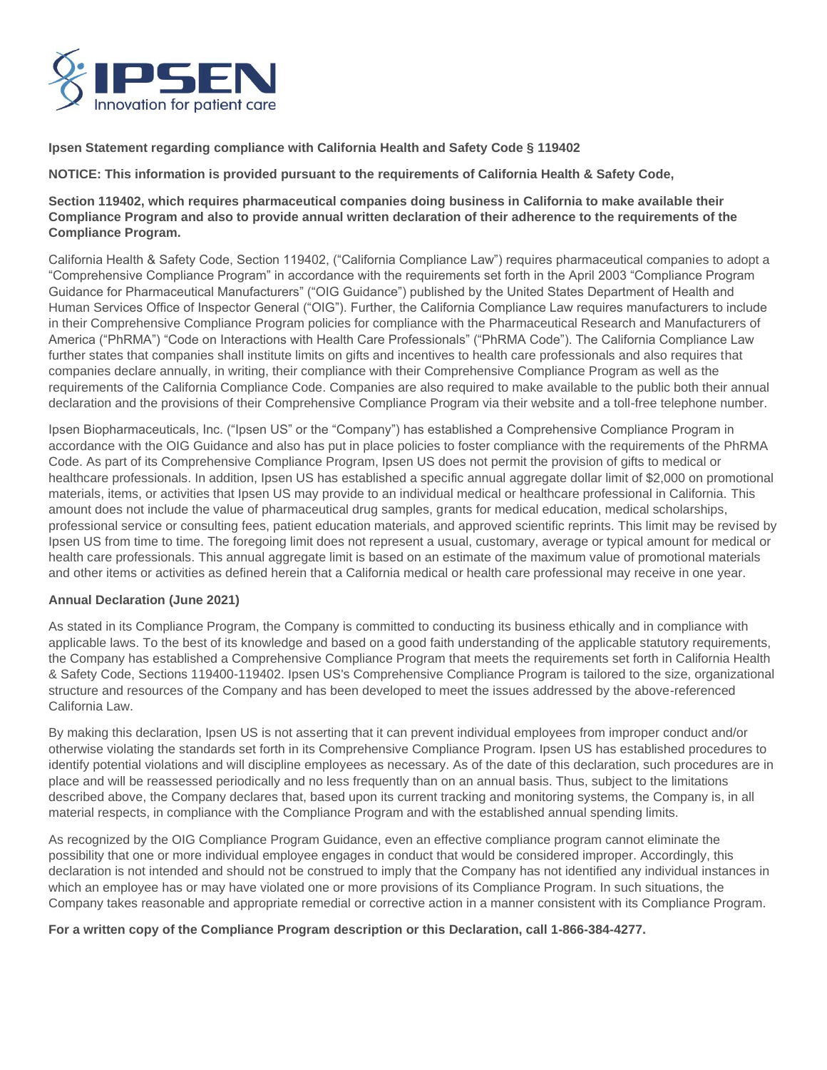**Ipsen Statement regarding compliance with California Health and Safety Code § 119402**

**NOTICE: This information is provided pursuant to the requirements of California Health & Safety Code,**

**Section 119402, which requires pharmaceutical companies doing business in California to make available their Compliance Program and also to provide annual written declaration of their adherence to the requirements of the Compliance Program.**

California Health & Safety Code, Section 119402, ("California Compliance Law") requires pharmaceutical companies to adopt a "Comprehensive Compliance Program" in accordance with the requirements set forth in the April 2003 "Compliance Program Guidance for Pharmaceutical Manufacturers" ("OIG Guidance") published by the United States Department of Health and Human Services Office of Inspector General ("OIG"). Further, the California Compliance Law requires manufacturers to include in their Comprehensive Compliance Program policies for compliance with the Pharmaceutical Research and Manufacturers of America ("PhRMA") "Code on Interactions with Health Care Professionals" ("PhRMA Code"). The California Compliance Law further states that companies shall institute limits on gifts and incentives to health care professionals and also requires that companies declare annually, in writing, their compliance with their Comprehensive Compliance Program as well as the requirements of the California Compliance Code. Companies are also required to make available to the public both their annual declaration and the provisions of their Comprehensive Compliance Program via their website and a toll-free telephone number.

Ipsen Biopharmaceuticals, Inc. ("Ipsen US" or the "Company") has established a Comprehensive Compliance Program in accordance with the OIG Guidance and also has put in place policies to foster compliance with the requirements of the PhRMA Code. As part of its Comprehensive Compliance Program, Ipsen US does not permit the provision of gifts to medical or healthcare professionals. In addition, Ipsen US has established a specific annual aggregate dollar limit of $2,000 on promotional materials, items, or activities that Ipsen US may provide to an individual medical or healthcare professional in California. This amount does not include the value of pharmaceutical drug samples, grants for medical education, medical scholarships, professional service or consulting fees, patient education materials, and approved scientific reprints. This limit may be revised by Ipsen US from time to time. The foregoing limit does not represent a usual, customary, average or typical amount for medical or health care professionals. This annual aggregate limit is based on an estimate of the maximum value of promotional materials and other items or activities as defined herein that a California medical or health care professional may receive in one year.

**Annual Declaration (June 2021)**

As stated in its Compliance Program, the Company is committed to conducting its business ethically and in compliance with applicable laws. To the best of its knowledge and based on a good faith understanding of the applicable statutory requirements, the Company has established a Comprehensive Compliance Program that meets the requirements set forth in California Health & Safety Code, Sections 119400-119402. Ipsen US's Comprehensive Compliance Program is tailored to the size, organizational structure and resources of the Company and has been developed to meet the issues addressed by the above-referenced California Law.

By making this declaration, Ipsen US is not asserting that it can prevent individual employees from improper conduct and/or otherwise violating the standards set forth in its Comprehensive Compliance Program. Ipsen US has established procedures to identify potential violations and will discipline employees as necessary. As of the date of this declaration, such procedures are in place and will be reassessed periodically and no less frequently than on an annual basis. Thus, subject to the limitations described above, the Company declares that, based upon its current tracking and monitoring systems, the Company is, in all material respects, in compliance with the Compliance Program and with the established annual spending limits.

As recognized by the OIG Compliance Program Guidance, even an effective compliance program cannot eliminate the possibility that one or more individual employee engages in conduct that would be considered improper. Accordingly, this declaration is not intended and should not be construed to imply that the Company has not identified any individual instances in which an employee has or may have violated one or more provisions of its Compliance Program. In such situations, the Company takes reasonable and appropriate remedial or corrective action in a manner consistent with its Compliance Program.

**For a written copy of the Compliance Program description or this Declaration, call 1-866-384-4277.**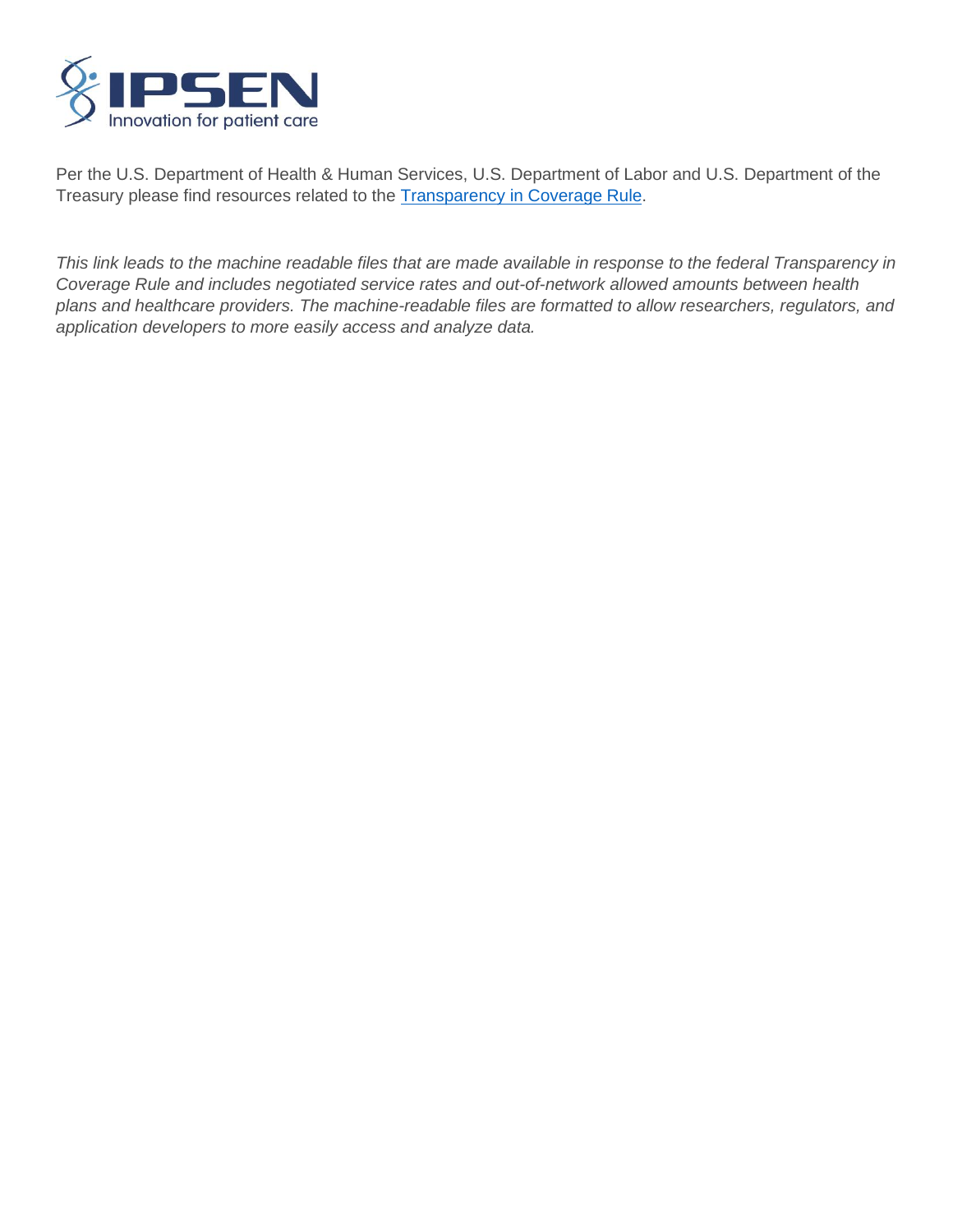IPSEN

Innovation for patient care

Per the U.S. Department of Health & Human Services, U.S. Department of Labor and U.S. Department of the Treasury please find resources related to the Transparency in Coverage Rule.

*This link leads to the machine readable files that are made available in response to the federal Transparency in Coverage Rule and includes negotiated service rates and out-of-network allowed amounts between health plans and healthcare providers. The machine-readable files are formatted to allow researchers, regulators, and application developers to more easily access and analyze data.*